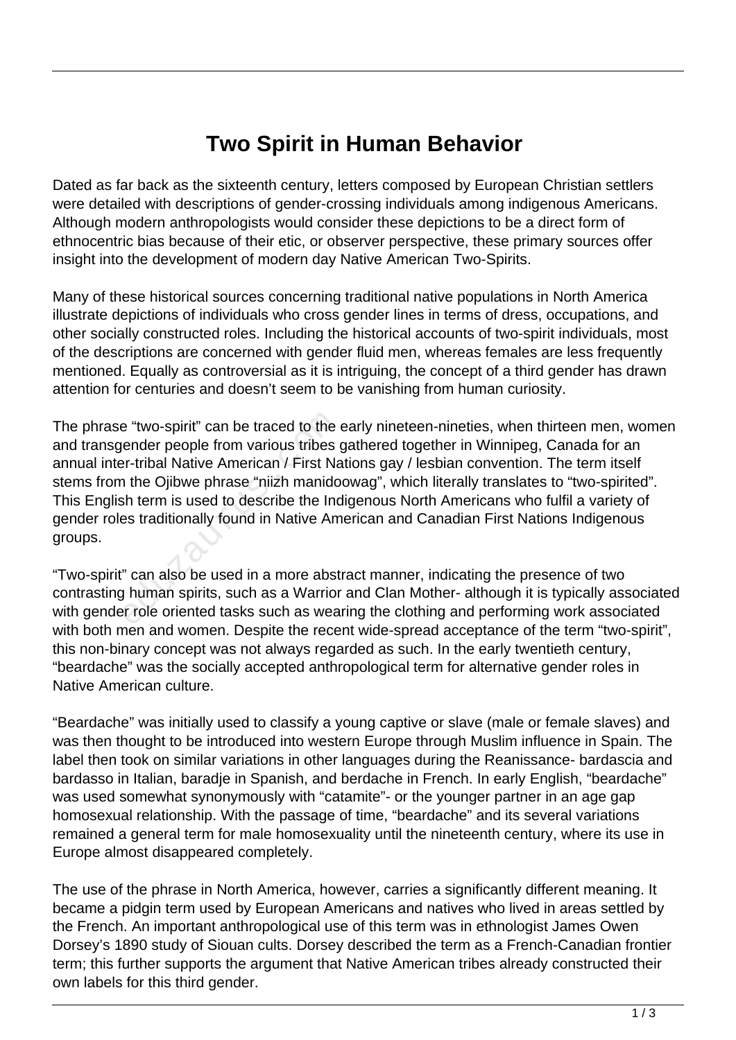# Two Spirit in Human Behavior

Dated as far back as the sixteenth century, letters composed by European Christian settlers were detailed with descriptions of gender-crossing individuals among indigenous Americans. Although modern anthropologists would consider these depictions to be a direct form of ethnocentric bias because of their etic, or observer perspective, these primary sources offer insight into the development of modern day Native American Two-Spirits.

Many of these historical sources concerning traditional native populations in North America illustrate depictions of individuals who cross gender lines in terms of dress, occupations, and other socially constructed roles. Including the historical accounts of two-spirit individuals, most of the descriptions are concerned with gender fluid men, whereas females are less frequently mentioned. Equally as controversial as it is intriguing, the concept of a third gender has drawn attention for centuries and doesn't seem to be vanishing from human curiosity.

The phrase "two-spirit" can be traced to the early nineteen-nineties, when thirteen men, women and transgender people from various tribes gathered together in Winnipeg, Canada for an annual inter-tribal Native American / First Nations gay / lesbian convention. The term itself stems from the Ojibwe phrase "niizh manidoowag", which literally translates to "two-spirited". This English term is used to describe the Indigenous North Americans who fulfil a variety of gender roles traditionally found in Native American and Canadian First Nations Indigenous groups.

"Two-spirit" can also be used in a more abstract manner, indicating the presence of two contrasting human spirits, such as a Warrior and Clan Mother- although it is typically associated with gender role oriented tasks such as wearing the clothing and performing work associated with both men and women. Despite the recent wide-spread acceptance of the term "two-spirit", this non-binary concept was not always regarded as such. In the early twentieth century, "beardache" was the socially accepted anthropological term for alternative gender roles in Native American culture.

"Beardache" was initially used to classify a young captive or slave (male or female slaves) and was then thought to be introduced into western Europe through Muslim influence in Spain. The label then took on similar variations in other languages during the Reanissance- bardascia and bardasso in Italian, baradje in Spanish, and berdache in French. In early English, "beardache" was used somewhat synonymously with "catamite"- or the younger partner in an age gap homosexual relationship. With the passage of time, "beardache" and its several variations remained a general term for male homosexuality until the nineteenth century, where its use in Europe almost disappeared completely.

The use of the phrase in North America, however, carries a significantly different meaning. It became a pidgin term used by European Americans and natives who lived in areas settled by the French. An important anthropological use of this term was in ethnologist James Owen Dorsey's 1890 study of Siouan cults. Dorsey described the term as a French-Canadian frontier term; this further supports the argument that Native American tribes already constructed their own labels for this third gender.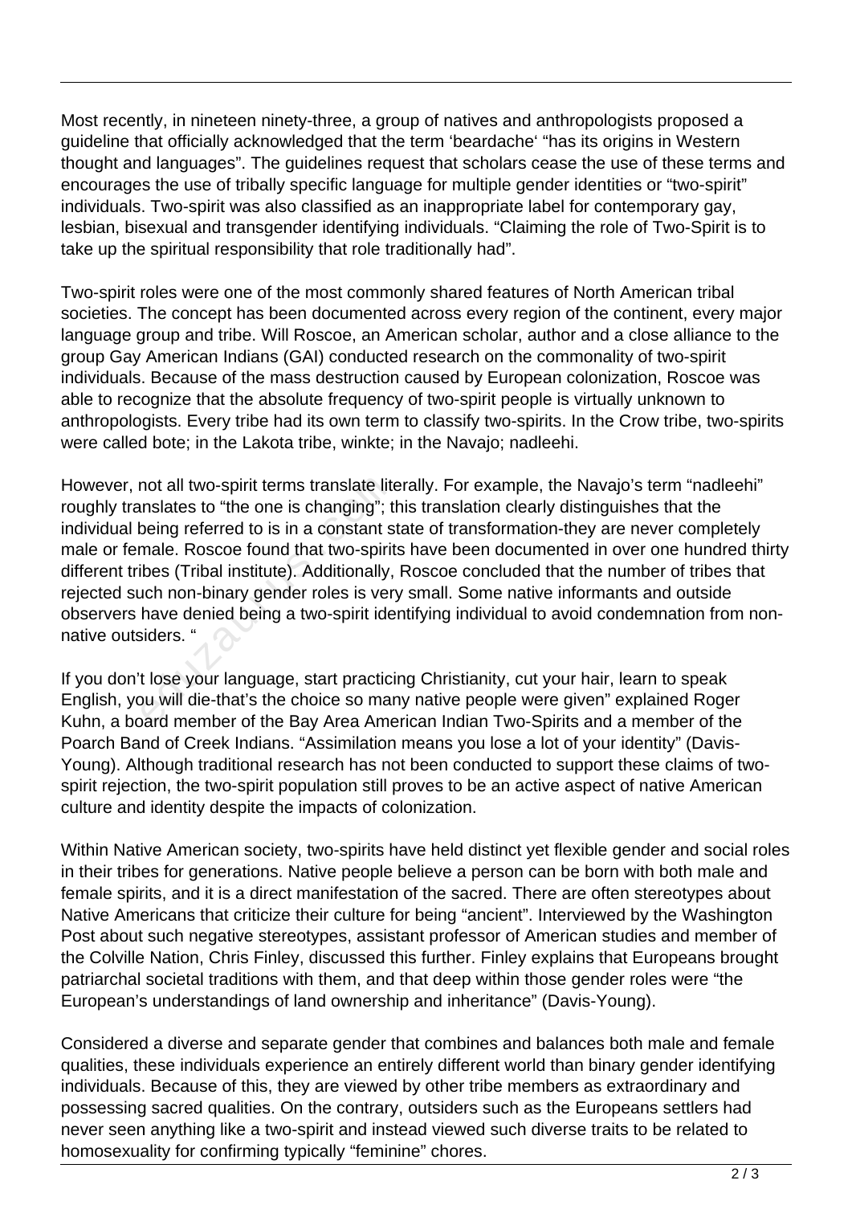Most recently, in nineteen ninety-three, a group of natives and anthropologists proposed a guideline that officially acknowledged that the term 'beardache' "has its origins in Western thought and languages". The guidelines request that scholars cease the use of these terms and encourages the use of tribally specific language for multiple gender identities or "two-spirit" individuals. Two-spirit was also classified as an inappropriate label for contemporary gay, lesbian, bisexual and transgender identifying individuals. "Claiming the role of Two-Spirit is to take up the spiritual responsibility that role traditionally had".

Two-spirit roles were one of the most commonly shared features of North American tribal societies. The concept has been documented across every region of the continent, every major language group and tribe. Will Roscoe, an American scholar, author and a close alliance to the group Gay American Indians (GAI) conducted research on the commonality of two-spirit individuals. Because of the mass destruction caused by European colonization, Roscoe was able to recognize that the absolute frequency of two-spirit people is virtually unknown to anthropologists. Every tribe had its own term to classify two-spirits. In the Crow tribe, two-spirits were called bote; in the Lakota tribe, winkte; in the Navajo; nadleehi.

However, not all two-spirit terms translate literally. For example, the Navajo's term "nadleehi" roughly translates to "the one is changing"; this translation clearly distinguishes that the individual being referred to is in a constant state of transformation-they are never completely male or female. Roscoe found that two-spirits have been documented in over one hundred thirty different tribes (Tribal institute). Additionally, Roscoe concluded that the number of tribes that rejected such non-binary gender roles is very small. Some native informants and outside observers have denied being a two-spirit identifying individual to avoid condemnation from non-native outsiders. "

If you don't lose your language, start practicing Christianity, cut your hair, learn to speak English, you will die-that's the choice so many native people were given" explained Roger Kuhn, a board member of the Bay Area American Indian Two-Spirits and a member of the Poarch Band of Creek Indians. "Assimilation means you lose a lot of your identity" (Davis-Young). Although traditional research has not been conducted to support these claims of two-spirit rejection, the two-spirit population still proves to be an active aspect of native American culture and identity despite the impacts of colonization.

Within Native American society, two-spirits have held distinct yet flexible gender and social roles in their tribes for generations. Native people believe a person can be born with both male and female spirits, and it is a direct manifestation of the sacred. There are often stereotypes about Native Americans that criticize their culture for being "ancient". Interviewed by the Washington Post about such negative stereotypes, assistant professor of American studies and member of the Colville Nation, Chris Finley, discussed this further. Finley explains that Europeans brought patriarchal societal traditions with them, and that deep within those gender roles were "the European's understandings of land ownership and inheritance" (Davis-Young).

Considered a diverse and separate gender that combines and balances both male and female qualities, these individuals experience an entirely different world than binary gender identifying individuals. Because of this, they are viewed by other tribe members as extraordinary and possessing sacred qualities. On the contrary, outsiders such as the Europeans settlers had never seen anything like a two-spirit and instead viewed such diverse traits to be related to homosexuality for confirming typically "feminine" chores.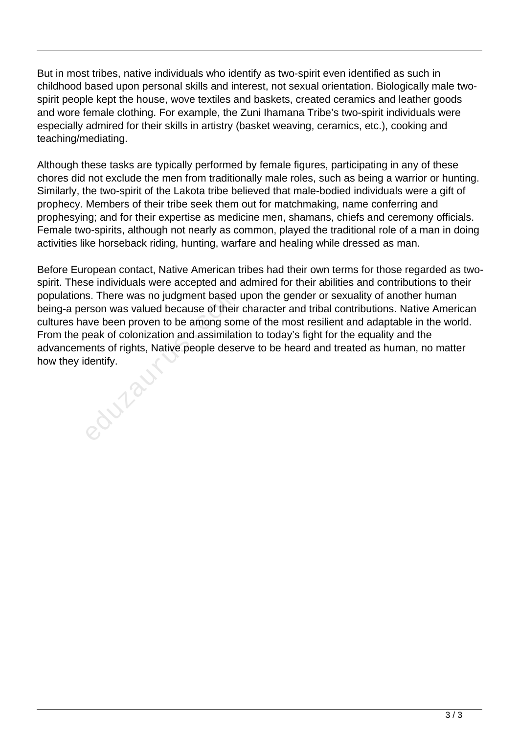But in most tribes, native individuals who identify as two-spirit even identified as such in childhood based upon personal skills and interest, not sexual orientation. Biologically male two-spirit people kept the house, wove textiles and baskets, created ceramics and leather goods and wore female clothing. For example, the Zuni Ihamana Tribe's two-spirit individuals were especially admired for their skills in artistry (basket weaving, ceramics, etc.), cooking and teaching/mediating.

Although these tasks are typically performed by female figures, participating in any of these chores did not exclude the men from traditionally male roles, such as being a warrior or hunting. Similarly, the two-spirit of the Lakota tribe believed that male-bodied individuals were a gift of prophecy. Members of their tribe seek them out for matchmaking, name conferring and prophesying; and for their expertise as medicine men, shamans, chiefs and ceremony officials. Female two-spirits, although not nearly as common, played the traditional role of a man in doing activities like horseback riding, hunting, warfare and healing while dressed as man.

Before European contact, Native American tribes had their own terms for those regarded as two-spirit. These individuals were accepted and admired for their abilities and contributions to their populations. There was no judgment based upon the gender or sexuality of another human being-a person was valued because of their character and tribal contributions. Native American cultures have been proven to be among some of the most resilient and adaptable in the world. From the peak of colonization and assimilation to today's fight for the equality and the advancements of rights, Native people deserve to be heard and treated as human, no matter how they identify.